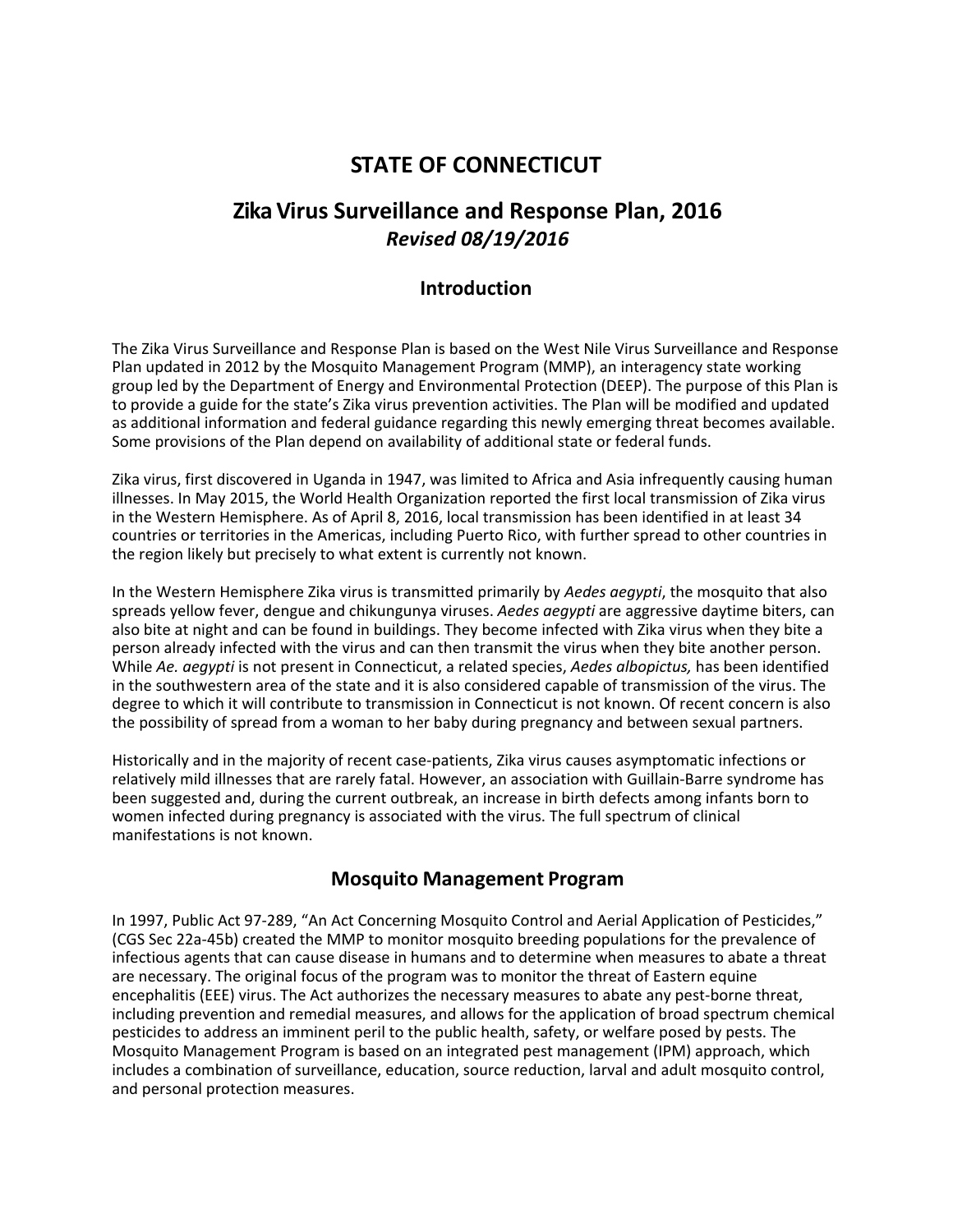# STATE OF CONNECTICUT

# Zika Virus Surveillance and Response Plan, 2016

***Revised 08/19/2016***

## Introduction

The Zika Virus Surveillance and Response Plan is based on the West Nile Virus Surveillance and Response Plan updated in 2012 by the Mosquito Management Program (MMP), an interagency state working group led by the Department of Energy and Environmental Protection (DEEP). The purpose of this Plan is to provide a guide for the state's Zika virus prevention activities. The Plan will be modified and updated as additional information and federal guidance regarding this newly emerging threat becomes available. Some provisions of the Plan depend on availability of additional state or federal funds.

Zika virus, first discovered in Uganda in 1947, was limited to Africa and Asia infrequently causing human illnesses. In May 2015, the World Health Organization reported the first local transmission of Zika virus in the Western Hemisphere. As of April 8, 2016, local transmission has been identified in at least 34 countries or territories in the Americas, including Puerto Rico, with further spread to other countries in the region likely but precisely to what extent is currently not known.

In the Western Hemisphere Zika virus is transmitted primarily by *Aedes aegypti*, the mosquito that also spreads yellow fever, dengue and chikungunya viruses. *Aedes aegypti* are aggressive daytime biters, can also bite at night and can be found in buildings. They become infected with Zika virus when they bite a person already infected with the virus and can then transmit the virus when they bite another person. While *Ae. aegypti* is not present in Connecticut, a related species, *Aedes albopictus,* has been identified in the southwestern area of the state and it is also considered capable of transmission of the virus. The degree to which it will contribute to transmission in Connecticut is not known. Of recent concern is also the possibility of spread from a woman to her baby during pregnancy and between sexual partners.

Historically and in the majority of recent case-patients, Zika virus causes asymptomatic infections or relatively mild illnesses that are rarely fatal. However, an association with Guillain-Barre syndrome has been suggested and, during the current outbreak, an increase in birth defects among infants born to women infected during pregnancy is associated with the virus. The full spectrum of clinical manifestations is not known.

## Mosquito Management Program

In 1997, Public Act 97-289, "An Act Concerning Mosquito Control and Aerial Application of Pesticides," (CGS Sec 22a-45b) created the MMP to monitor mosquito breeding populations for the prevalence of infectious agents that can cause disease in humans and to determine when measures to abate a threat are necessary. The original focus of the program was to monitor the threat of Eastern equine encephalitis (EEE) virus. The Act authorizes the necessary measures to abate any pest-borne threat, including prevention and remedial measures, and allows for the application of broad spectrum chemical pesticides to address an imminent peril to the public health, safety, or welfare posed by pests. The Mosquito Management Program is based on an integrated pest management (IPM) approach, which includes a combination of surveillance, education, source reduction, larval and adult mosquito control, and personal protection measures.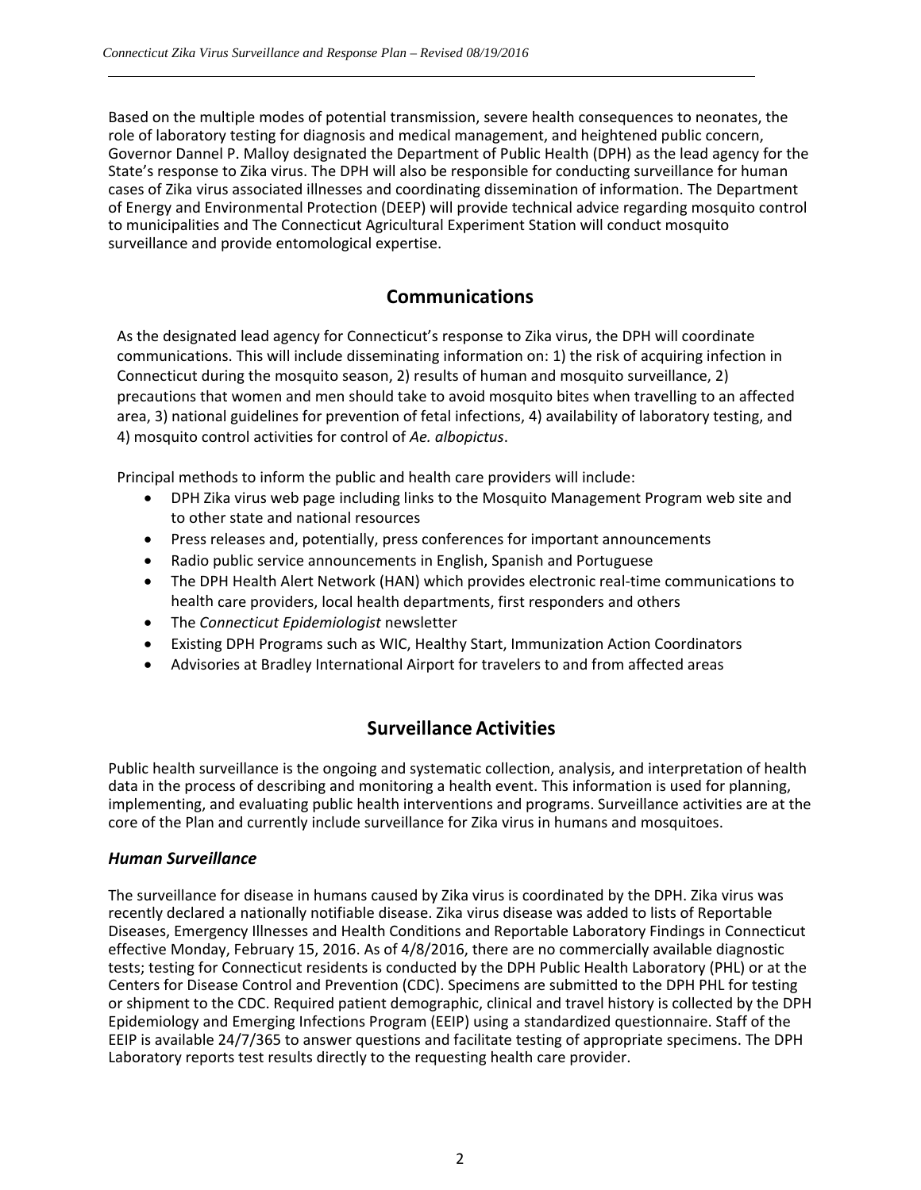Based on the multiple modes of potential transmission, severe health consequences to neonates, the role of laboratory testing for diagnosis and medical management, and heightened public concern, Governor Dannel P. Malloy designated the Department of Public Health (DPH) as the lead agency for the State's response to Zika virus. The DPH will also be responsible for conducting surveillance for human cases of Zika virus associated illnesses and coordinating dissemination of information. The Department of Energy and Environmental Protection (DEEP) will provide technical advice regarding mosquito control to municipalities and The Connecticut Agricultural Experiment Station will conduct mosquito surveillance and provide entomological expertise.

## Communications

As the designated lead agency for Connecticut's response to Zika virus, the DPH will coordinate communications. This will include disseminating information on: 1) the risk of acquiring infection in Connecticut during the mosquito season, 2) results of human and mosquito surveillance, 2) precautions that women and men should take to avoid mosquito bites when travelling to an affected area, 3) national guidelines for prevention of fetal infections, 4) availability of laboratory testing, and 4) mosquito control activities for control of *Ae. albopictus*.

Principal methods to inform the public and health care providers will include:

- DPH Zika virus web page including links to the Mosquito Management Program web site and to other state and national resources
- Press releases and, potentially, press conferences for important announcements
- Radio public service announcements in English, Spanish and Portuguese
- The DPH Health Alert Network (HAN) which provides electronic real-time communications to health care providers, local health departments, first responders and others
- The *Connecticut Epidemiologist* newsletter
- Existing DPH Programs such as WIC, Healthy Start, Immunization Action Coordinators
- Advisories at Bradley International Airport for travelers to and from affected areas

## Surveillance Activities

Public health surveillance is the ongoing and systematic collection, analysis, and interpretation of health data in the process of describing and monitoring a health event. This information is used for planning, implementing, and evaluating public health interventions and programs. Surveillance activities are at the core of the Plan and currently include surveillance for Zika virus in humans and mosquitoes.

### *Human Surveillance*

The surveillance for disease in humans caused by Zika virus is coordinated by the DPH. Zika virus was recently declared a nationally notifiable disease. Zika virus disease was added to lists of Reportable Diseases, Emergency Illnesses and Health Conditions and Reportable Laboratory Findings in Connecticut effective Monday, February 15, 2016. As of 4/8/2016, there are no commercially available diagnostic tests; testing for Connecticut residents is conducted by the DPH Public Health Laboratory (PHL) or at the Centers for Disease Control and Prevention (CDC). Specimens are submitted to the DPH PHL for testing or shipment to the CDC. Required patient demographic, clinical and travel history is collected by the DPH Epidemiology and Emerging Infections Program (EEIP) using a standardized questionnaire. Staff of the EEIP is available 24/7/365 to answer questions and facilitate testing of appropriate specimens. The DPH Laboratory reports test results directly to the requesting health care provider.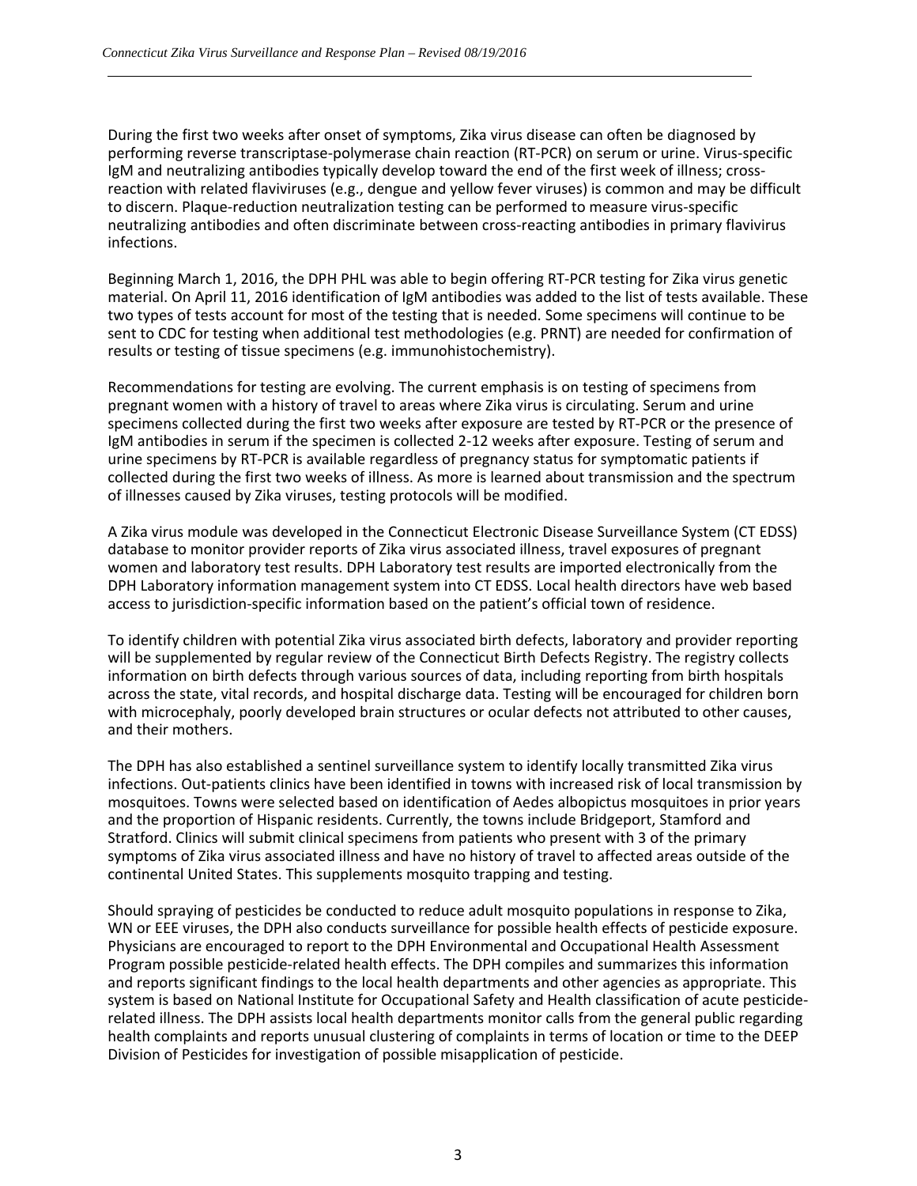During the first two weeks after onset of symptoms, Zika virus disease can often be diagnosed by performing reverse transcriptase-polymerase chain reaction (RT-PCR) on serum or urine. Virus-specific IgM and neutralizing antibodies typically develop toward the end of the first week of illness; cross-reaction with related flaviviruses (e.g., dengue and yellow fever viruses) is common and may be difficult to discern. Plaque-reduction neutralization testing can be performed to measure virus-specific neutralizing antibodies and often discriminate between cross-reacting antibodies in primary flavivirus infections.

Beginning March 1, 2016, the DPH PHL was able to begin offering RT-PCR testing for Zika virus genetic material. On April 11, 2016 identification of IgM antibodies was added to the list of tests available. These two types of tests account for most of the testing that is needed. Some specimens will continue to be sent to CDC for testing when additional test methodologies (e.g. PRNT) are needed for confirmation of results or testing of tissue specimens (e.g. immunohistochemistry).

Recommendations for testing are evolving. The current emphasis is on testing of specimens from pregnant women with a history of travel to areas where Zika virus is circulating. Serum and urine specimens collected during the first two weeks after exposure are tested by RT-PCR or the presence of IgM antibodies in serum if the specimen is collected 2-12 weeks after exposure. Testing of serum and urine specimens by RT-PCR is available regardless of pregnancy status for symptomatic patients if collected during the first two weeks of illness. As more is learned about transmission and the spectrum of illnesses caused by Zika viruses, testing protocols will be modified.

A Zika virus module was developed in the Connecticut Electronic Disease Surveillance System (CT EDSS) database to monitor provider reports of Zika virus associated illness, travel exposures of pregnant women and laboratory test results. DPH Laboratory test results are imported electronically from the DPH Laboratory information management system into CT EDSS. Local health directors have web based access to jurisdiction-specific information based on the patient's official town of residence.

To identify children with potential Zika virus associated birth defects, laboratory and provider reporting will be supplemented by regular review of the Connecticut Birth Defects Registry. The registry collects information on birth defects through various sources of data, including reporting from birth hospitals across the state, vital records, and hospital discharge data. Testing will be encouraged for children born with microcephaly, poorly developed brain structures or ocular defects not attributed to other causes, and their mothers.

The DPH has also established a sentinel surveillance system to identify locally transmitted Zika virus infections. Out-patients clinics have been identified in towns with increased risk of local transmission by mosquitoes. Towns were selected based on identification of Aedes albopictus mosquitoes in prior years and the proportion of Hispanic residents. Currently, the towns include Bridgeport, Stamford and Stratford. Clinics will submit clinical specimens from patients who present with 3 of the primary symptoms of Zika virus associated illness and have no history of travel to affected areas outside of the continental United States. This supplements mosquito trapping and testing.

Should spraying of pesticides be conducted to reduce adult mosquito populations in response to Zika, WN or EEE viruses, the DPH also conducts surveillance for possible health effects of pesticide exposure. Physicians are encouraged to report to the DPH Environmental and Occupational Health Assessment Program possible pesticide-related health effects. The DPH compiles and summarizes this information and reports significant findings to the local health departments and other agencies as appropriate. This system is based on National Institute for Occupational Safety and Health classification of acute pesticide-related illness. The DPH assists local health departments monitor calls from the general public regarding health complaints and reports unusual clustering of complaints in terms of location or time to the DEEP Division of Pesticides for investigation of possible misapplication of pesticide.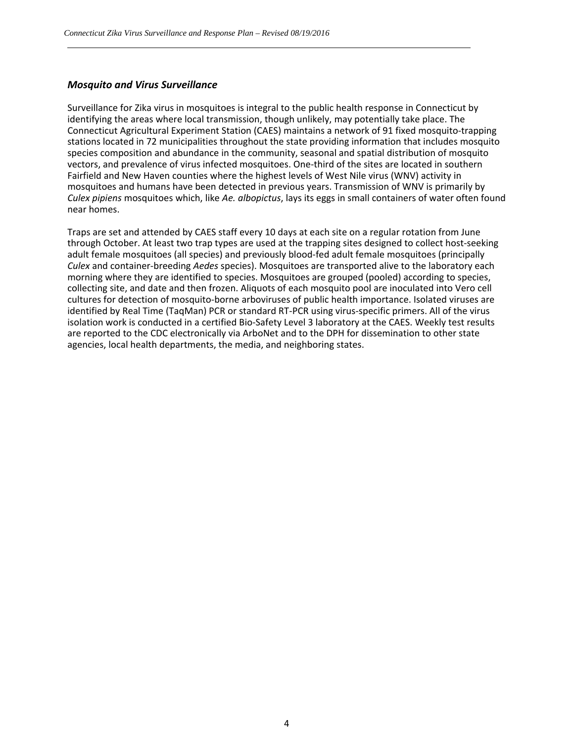### *Mosquito and Virus Surveillance*

Surveillance for Zika virus in mosquitoes is integral to the public health response in Connecticut by identifying the areas where local transmission, though unlikely, may potentially take place. The Connecticut Agricultural Experiment Station (CAES) maintains a network of 91 fixed mosquito-trapping stations located in 72 municipalities throughout the state providing information that includes mosquito species composition and abundance in the community, seasonal and spatial distribution of mosquito vectors, and prevalence of virus infected mosquitoes. One-third of the sites are located in southern Fairfield and New Haven counties where the highest levels of West Nile virus (WNV) activity in mosquitoes and humans have been detected in previous years. Transmission of WNV is primarily by *Culex pipiens* mosquitoes which, like *Ae. albopictus*, lays its eggs in small containers of water often found near homes.

Traps are set and attended by CAES staff every 10 days at each site on a regular rotation from June through October. At least two trap types are used at the trapping sites designed to collect host-seeking adult female mosquitoes (all species) and previously blood-fed adult female mosquitoes (principally *Culex* and container-breeding *Aedes* species). Mosquitoes are transported alive to the laboratory each morning where they are identified to species. Mosquitoes are grouped (pooled) according to species, collecting site, and date and then frozen. Aliquots of each mosquito pool are inoculated into Vero cell cultures for detection of mosquito-borne arboviruses of public health importance. Isolated viruses are identified by Real Time (TaqMan) PCR or standard RT-PCR using virus-specific primers. All of the virus isolation work is conducted in a certified Bio-Safety Level 3 laboratory at the CAES. Weekly test results are reported to the CDC electronically via ArboNet and to the DPH for dissemination to other state agencies, local health departments, the media, and neighboring states.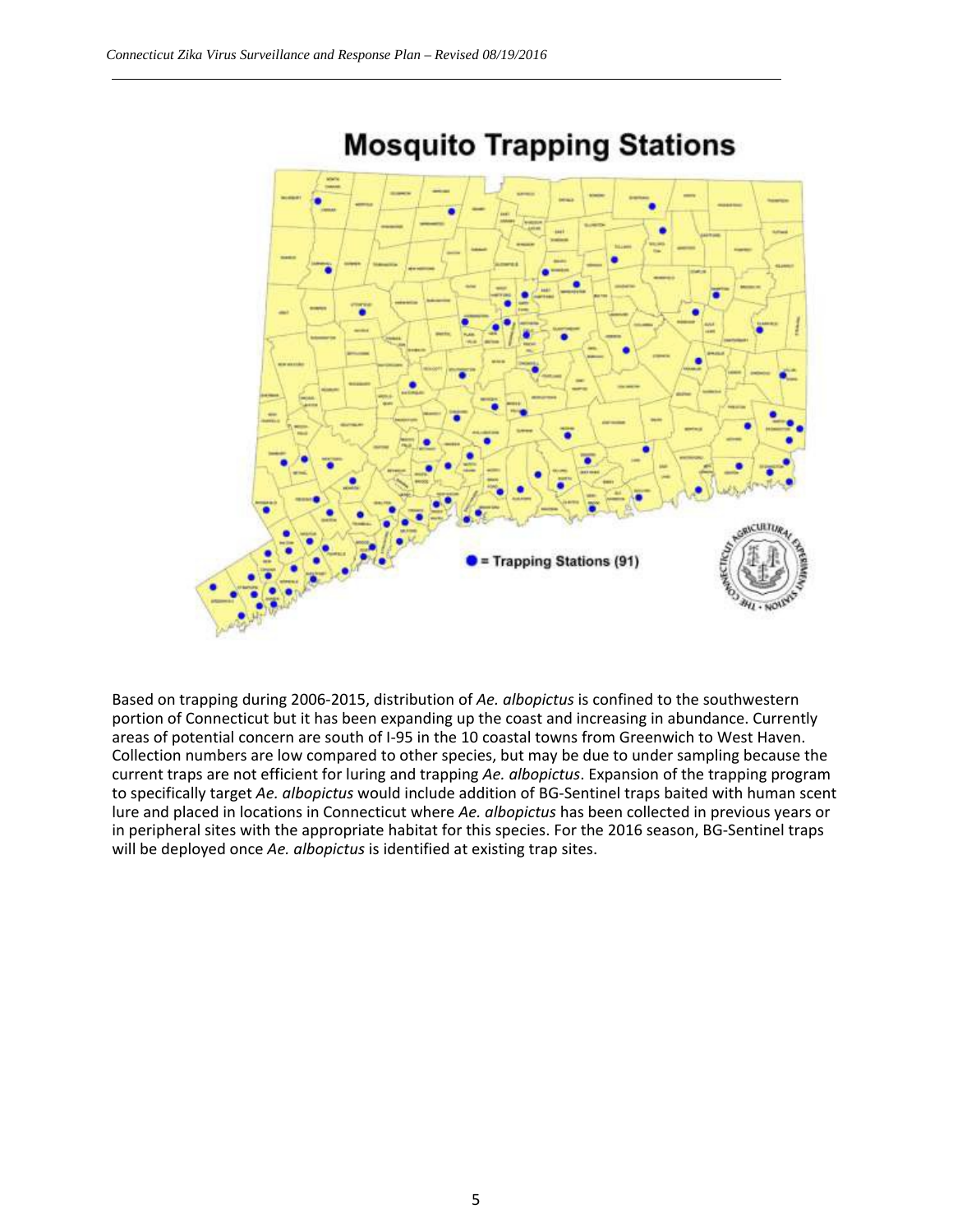## Mosquito Trapping Stations

● = Trapping Stations (91)

Based on trapping during 2006-2015, distribution of *Ae. albopictus* is confined to the southwestern portion of Connecticut but it has been expanding up the coast and increasing in abundance. Currently areas of potential concern are south of I-95 in the 10 coastal towns from Greenwich to West Haven. Collection numbers are low compared to other species, but may be due to under sampling because the current traps are not efficient for luring and trapping *Ae. albopictus*. Expansion of the trapping program to specifically target *Ae. albopictus* would include addition of BG-Sentinel traps baited with human scent lure and placed in locations in Connecticut where *Ae. albopictus* has been collected in previous years or in peripheral sites with the appropriate habitat for this species. For the 2016 season, BG-Sentinel traps will be deployed once *Ae. albopictus* is identified at existing trap sites.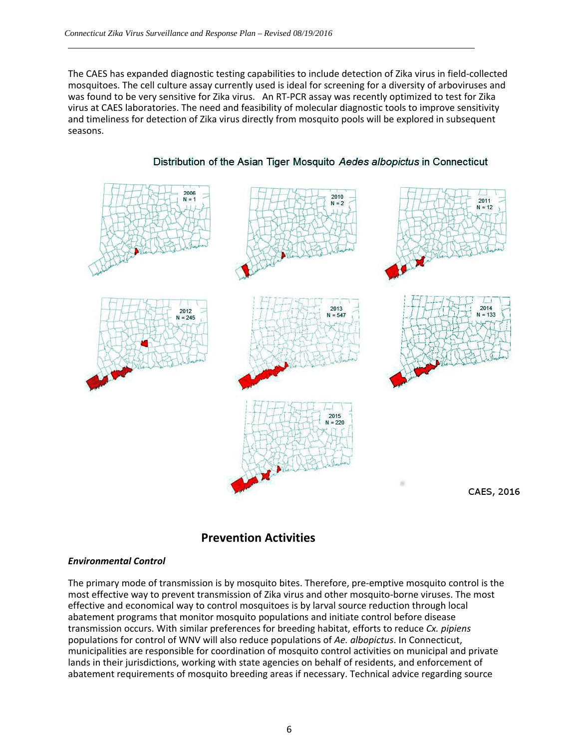The CAES has expanded diagnostic testing capabilities to include detection of Zika virus in field-collected mosquitoes. The cell culture assay currently used is ideal for screening for a diversity of arboviruses and was found to be very sensitive for Zika virus. An RT-PCR assay was recently optimized to test for Zika virus at CAES laboratories. The need and feasibility of molecular diagnostic tools to improve sensitivity and timeliness for detection of Zika virus directly from mosquito pools will be explored in subsequent seasons.

Distribution of the Asian Tiger Mosquito *Aedes albopictus* in Connecticut

2006 N = 1

2010 N = 2

2011 N = 12

2012 N = 245

2013 N = 547

2014 N = 133

2015 N = 220

CAES, 2016

## Prevention Activities

### *Environmental Control*

The primary mode of transmission is by mosquito bites. Therefore, pre-emptive mosquito control is the most effective way to prevent transmission of Zika virus and other mosquito-borne viruses. The most effective and economical way to control mosquitoes is by larval source reduction through local abatement programs that monitor mosquito populations and initiate control before disease transmission occurs. With similar preferences for breeding habitat, efforts to reduce *Cx. pipiens* populations for control of WNV will also reduce populations of *Ae. albopictus*. In Connecticut, municipalities are responsible for coordination of mosquito control activities on municipal and private lands in their jurisdictions, working with state agencies on behalf of residents, and enforcement of abatement requirements of mosquito breeding areas if necessary. Technical advice regarding source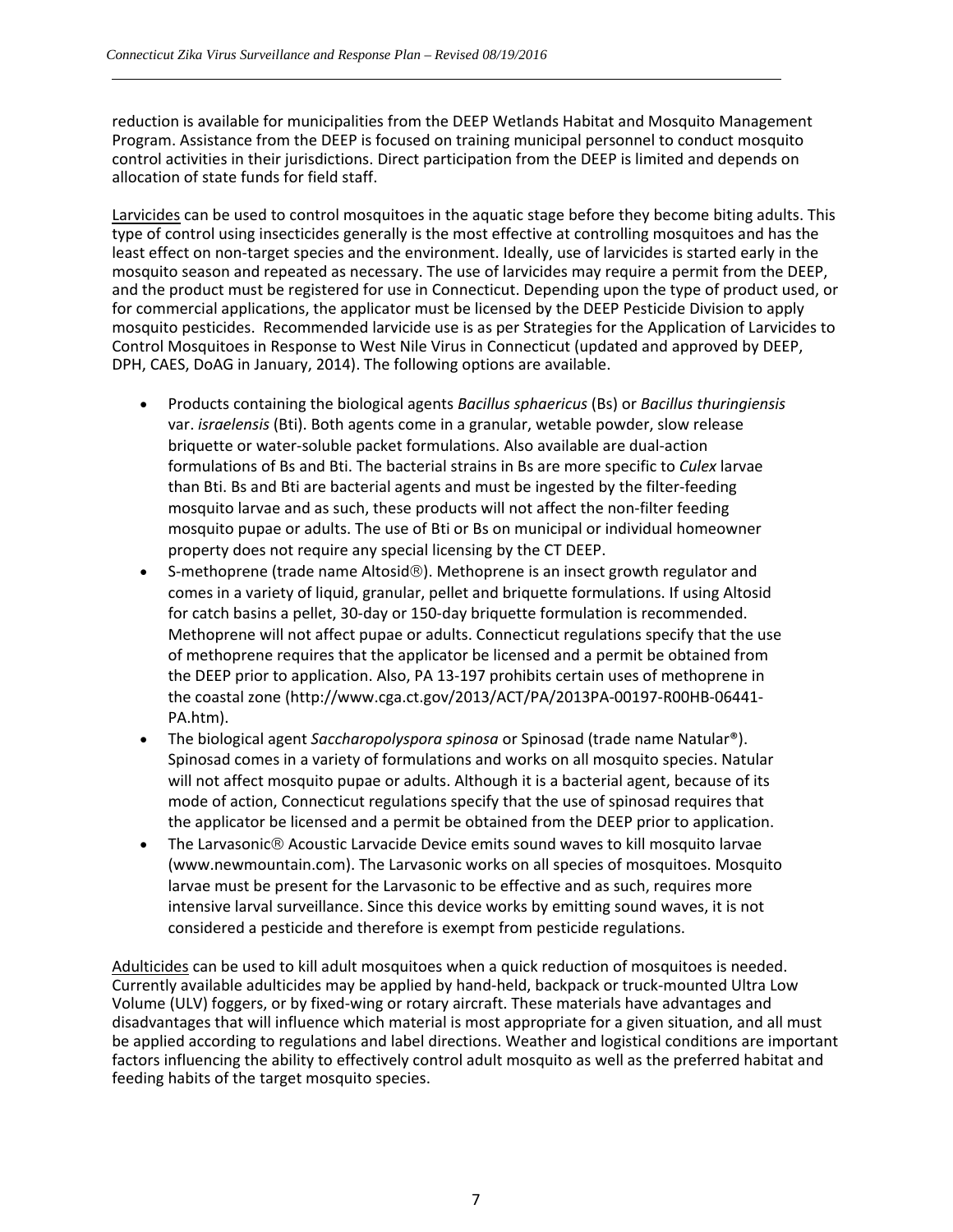reduction is available for municipalities from the DEEP Wetlands Habitat and Mosquito Management Program. Assistance from the DEEP is focused on training municipal personnel to conduct mosquito control activities in their jurisdictions. Direct participation from the DEEP is limited and depends on allocation of state funds for field staff.

Larvicides can be used to control mosquitoes in the aquatic stage before they become biting adults. This type of control using insecticides generally is the most effective at controlling mosquitoes and has the least effect on non-target species and the environment. Ideally, use of larvicides is started early in the mosquito season and repeated as necessary. The use of larvicides may require a permit from the DEEP, and the product must be registered for use in Connecticut. Depending upon the type of product used, or for commercial applications, the applicator must be licensed by the DEEP Pesticide Division to apply mosquito pesticides. Recommended larvicide use is as per Strategies for the Application of Larvicides to Control Mosquitoes in Response to West Nile Virus in Connecticut (updated and approved by DEEP, DPH, CAES, DoAG in January, 2014). The following options are available.

- Products containing the biological agents *Bacillus sphaericus* (Bs) or *Bacillus thuringiensis* var. *israelensis* (Bti). Both agents come in a granular, wetable powder, slow release briquette or water-soluble packet formulations. Also available are dual-action formulations of Bs and Bti. The bacterial strains in Bs are more specific to *Culex* larvae than Bti. Bs and Bti are bacterial agents and must be ingested by the filter-feeding mosquito larvae and as such, these products will not affect the non-filter feeding mosquito pupae or adults. The use of Bti or Bs on municipal or individual homeowner property does not require any special licensing by the CT DEEP.
- S-methoprene (trade name Altosid®). Methoprene is an insect growth regulator and comes in a variety of liquid, granular, pellet and briquette formulations. If using Altosid for catch basins a pellet, 30-day or 150-day briquette formulation is recommended. Methoprene will not affect pupae or adults. Connecticut regulations specify that the use of methoprene requires that the applicator be licensed and a permit be obtained from the DEEP prior to application. Also, PA 13-197 prohibits certain uses of methoprene in the coastal zone (http://www.cga.ct.gov/2013/ACT/PA/2013PA-00197-R00HB-06441-PA.htm).
- The biological agent *Saccharopolyspora spinosa* or Spinosad (trade name Natular®). Spinosad comes in a variety of formulations and works on all mosquito species. Natular will not affect mosquito pupae or adults. Although it is a bacterial agent, because of its mode of action, Connecticut regulations specify that the use of spinosad requires that the applicator be licensed and a permit be obtained from the DEEP prior to application.
- The Larvasonic® Acoustic Larvacide Device emits sound waves to kill mosquito larvae (www.newmountain.com). The Larvasonic works on all species of mosquitoes. Mosquito larvae must be present for the Larvasonic to be effective and as such, requires more intensive larval surveillance. Since this device works by emitting sound waves, it is not considered a pesticide and therefore is exempt from pesticide regulations.

Adulticides can be used to kill adult mosquitoes when a quick reduction of mosquitoes is needed. Currently available adulticides may be applied by hand-held, backpack or truck-mounted Ultra Low Volume (ULV) foggers, or by fixed-wing or rotary aircraft. These materials have advantages and disadvantages that will influence which material is most appropriate for a given situation, and all must be applied according to regulations and label directions. Weather and logistical conditions are important factors influencing the ability to effectively control adult mosquito as well as the preferred habitat and feeding habits of the target mosquito species.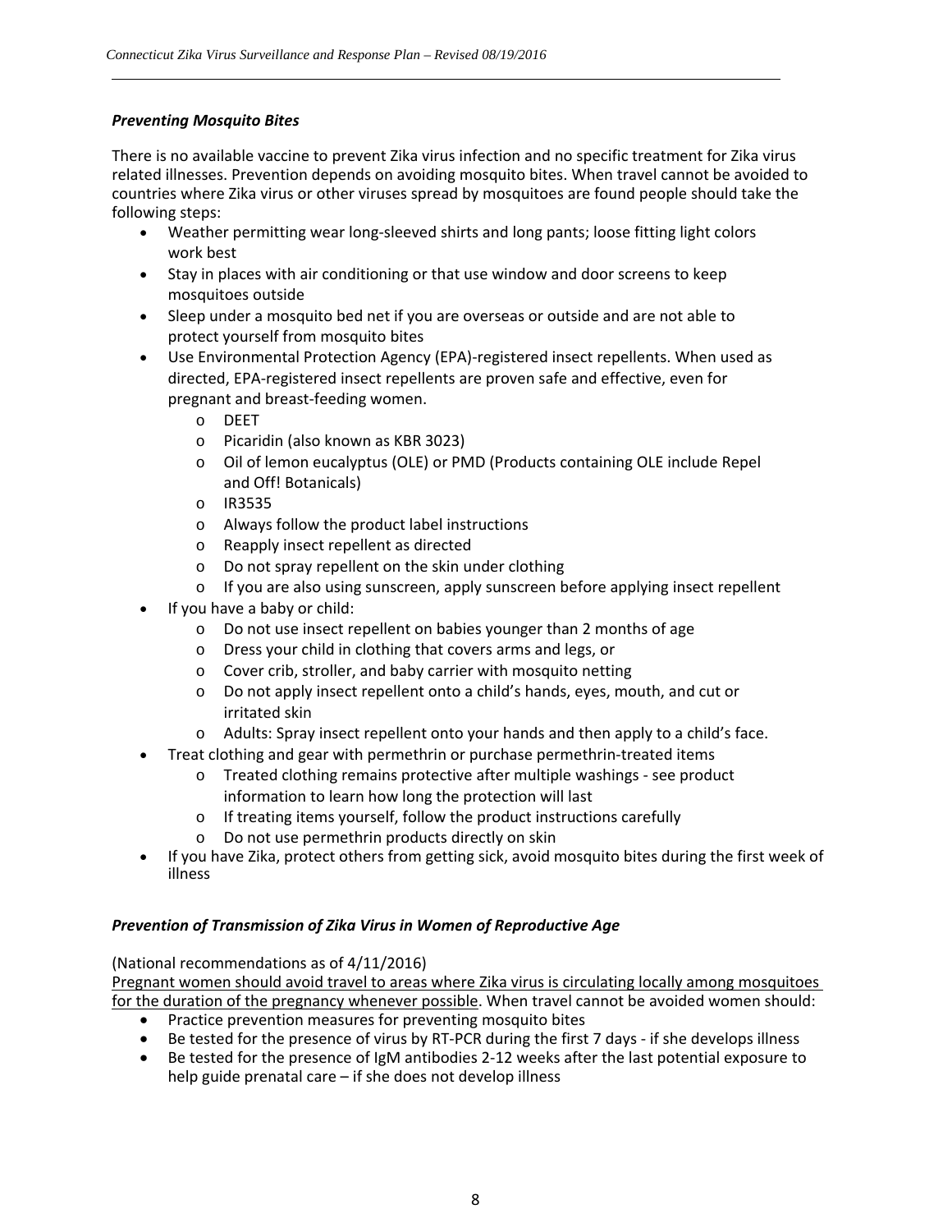### ***Preventing Mosquito Bites***

There is no available vaccine to prevent Zika virus infection and no specific treatment for Zika virus related illnesses. Prevention depends on avoiding mosquito bites. When travel cannot be avoided to countries where Zika virus or other viruses spread by mosquitoes are found people should take the following steps:

- Weather permitting wear long-sleeved shirts and long pants; loose fitting light colors work best
- Stay in places with air conditioning or that use window and door screens to keep mosquitoes outside
- Sleep under a mosquito bed net if you are overseas or outside and are not able to protect yourself from mosquito bites
- Use Environmental Protection Agency (EPA)-registered insect repellents. When used as directed, EPA-registered insect repellents are proven safe and effective, even for pregnant and breast-feeding women.
    - DEET
    - Picaridin (also known as KBR 3023)
    - Oil of lemon eucalyptus (OLE) or PMD (Products containing OLE include Repel and Off! Botanicals)
    - IR3535
    - Always follow the product label instructions
    - Reapply insect repellent as directed
    - Do not spray repellent on the skin under clothing
    - If you are also using sunscreen, apply sunscreen before applying insect repellent
- If you have a baby or child:
    - Do not use insect repellent on babies younger than 2 months of age
    - Dress your child in clothing that covers arms and legs, or
    - Cover crib, stroller, and baby carrier with mosquito netting
    - Do not apply insect repellent onto a child's hands, eyes, mouth, and cut or irritated skin
    - Adults: Spray insect repellent onto your hands and then apply to a child's face.
- Treat clothing and gear with permethrin or purchase permethrin-treated items
    - Treated clothing remains protective after multiple washings - see product information to learn how long the protection will last
    - If treating items yourself, follow the product instructions carefully
    - Do not use permethrin products directly on skin
- If you have Zika, protect others from getting sick, avoid mosquito bites during the first week of illness

### ***Prevention of Transmission of Zika Virus in Women of Reproductive Age***

(National recommendations as of 4/11/2016)

<u>Pregnant women should avoid travel to areas where Zika virus is circulating locally among mosquitoes for the duration of the pregnancy whenever possible</u>. When travel cannot be avoided women should:

- Practice prevention measures for preventing mosquito bites
- Be tested for the presence of virus by RT-PCR during the first 7 days - if she develops illness
- Be tested for the presence of IgM antibodies 2-12 weeks after the last potential exposure to help guide prenatal care – if she does not develop illness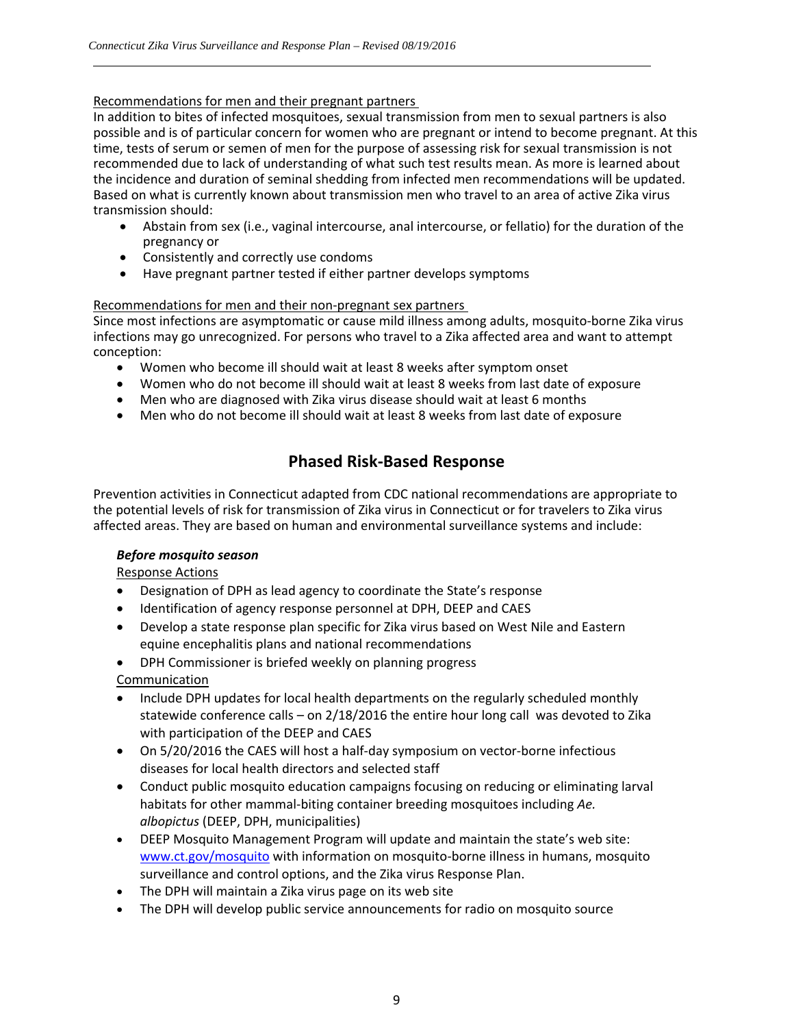Recommendations for men and their pregnant partners

In addition to bites of infected mosquitoes, sexual transmission from men to sexual partners is also possible and is of particular concern for women who are pregnant or intend to become pregnant. At this time, tests of serum or semen of men for the purpose of assessing risk for sexual transmission is not recommended due to lack of understanding of what such test results mean. As more is learned about the incidence and duration of seminal shedding from infected men recommendations will be updated. Based on what is currently known about transmission men who travel to an area of active Zika virus transmission should:

- Abstain from sex (i.e., vaginal intercourse, anal intercourse, or fellatio) for the duration of the pregnancy or
- Consistently and correctly use condoms
- Have pregnant partner tested if either partner develops symptoms

Recommendations for men and their non-pregnant sex partners

Since most infections are asymptomatic or cause mild illness among adults, mosquito-borne Zika virus infections may go unrecognized. For persons who travel to a Zika affected area and want to attempt conception:

- Women who become ill should wait at least 8 weeks after symptom onset
- Women who do not become ill should wait at least 8 weeks from last date of exposure
- Men who are diagnosed with Zika virus disease should wait at least 6 months
- Men who do not become ill should wait at least 8 weeks from last date of exposure

## Phased Risk-Based Response

Prevention activities in Connecticut adapted from CDC national recommendations are appropriate to the potential levels of risk for transmission of Zika virus in Connecticut or for travelers to Zika virus affected areas. They are based on human and environmental surveillance systems and include:

***Before mosquito season***

Response Actions

- Designation of DPH as lead agency to coordinate the State's response
- Identification of agency response personnel at DPH, DEEP and CAES
- Develop a state response plan specific for Zika virus based on West Nile and Eastern equine encephalitis plans and national recommendations
- DPH Commissioner is briefed weekly on planning progress

Communication

- Include DPH updates for local health departments on the regularly scheduled monthly statewide conference calls – on 2/18/2016 the entire hour long call was devoted to Zika with participation of the DEEP and CAES
- On 5/20/2016 the CAES will host a half-day symposium on vector-borne infectious diseases for local health directors and selected staff
- Conduct public mosquito education campaigns focusing on reducing or eliminating larval habitats for other mammal-biting container breeding mosquitoes including *Ae. albopictus* (DEEP, DPH, municipalities)
- DEEP Mosquito Management Program will update and maintain the state's web site: www.ct.gov/mosquito with information on mosquito-borne illness in humans, mosquito surveillance and control options, and the Zika virus Response Plan.
- The DPH will maintain a Zika virus page on its web site
- The DPH will develop public service announcements for radio on mosquito source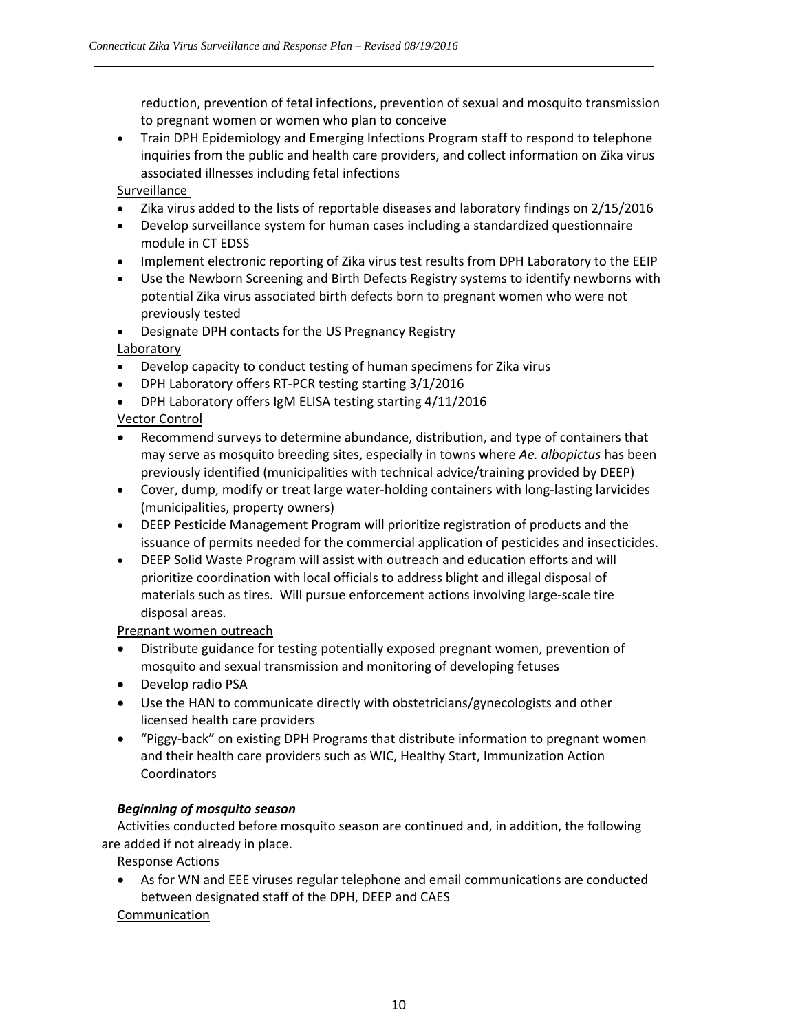reduction, prevention of fetal infections, prevention of sexual and mosquito transmission to pregnant women or women who plan to conceive

- Train DPH Epidemiology and Emerging Infections Program staff to respond to telephone inquiries from the public and health care providers, and collect information on Zika virus associated illnesses including fetal infections

Surveillance

- Zika virus added to the lists of reportable diseases and laboratory findings on 2/15/2016
- Develop surveillance system for human cases including a standardized questionnaire module in CT EDSS
- Implement electronic reporting of Zika virus test results from DPH Laboratory to the EEIP
- Use the Newborn Screening and Birth Defects Registry systems to identify newborns with potential Zika virus associated birth defects born to pregnant women who were not previously tested
- Designate DPH contacts for the US Pregnancy Registry

Laboratory

- Develop capacity to conduct testing of human specimens for Zika virus
- DPH Laboratory offers RT-PCR testing starting 3/1/2016
- DPH Laboratory offers IgM ELISA testing starting 4/11/2016

Vector Control

- Recommend surveys to determine abundance, distribution, and type of containers that may serve as mosquito breeding sites, especially in towns where *Ae. albopictus* has been previously identified (municipalities with technical advice/training provided by DEEP)
- Cover, dump, modify or treat large water-holding containers with long-lasting larvicides (municipalities, property owners)
- DEEP Pesticide Management Program will prioritize registration of products and the issuance of permits needed for the commercial application of pesticides and insecticides.
- DEEP Solid Waste Program will assist with outreach and education efforts and will prioritize coordination with local officials to address blight and illegal disposal of materials such as tires. Will pursue enforcement actions involving large-scale tire disposal areas.

Pregnant women outreach

- Distribute guidance for testing potentially exposed pregnant women, prevention of mosquito and sexual transmission and monitoring of developing fetuses
- Develop radio PSA
- Use the HAN to communicate directly with obstetricians/gynecologists and other licensed health care providers
- "Piggy-back" on existing DPH Programs that distribute information to pregnant women and their health care providers such as WIC, Healthy Start, Immunization Action Coordinators

***Beginning of mosquito season***

Activities conducted before mosquito season are continued and, in addition, the following are added if not already in place.

Response Actions

- As for WN and EEE viruses regular telephone and email communications are conducted between designated staff of the DPH, DEEP and CAES

Communication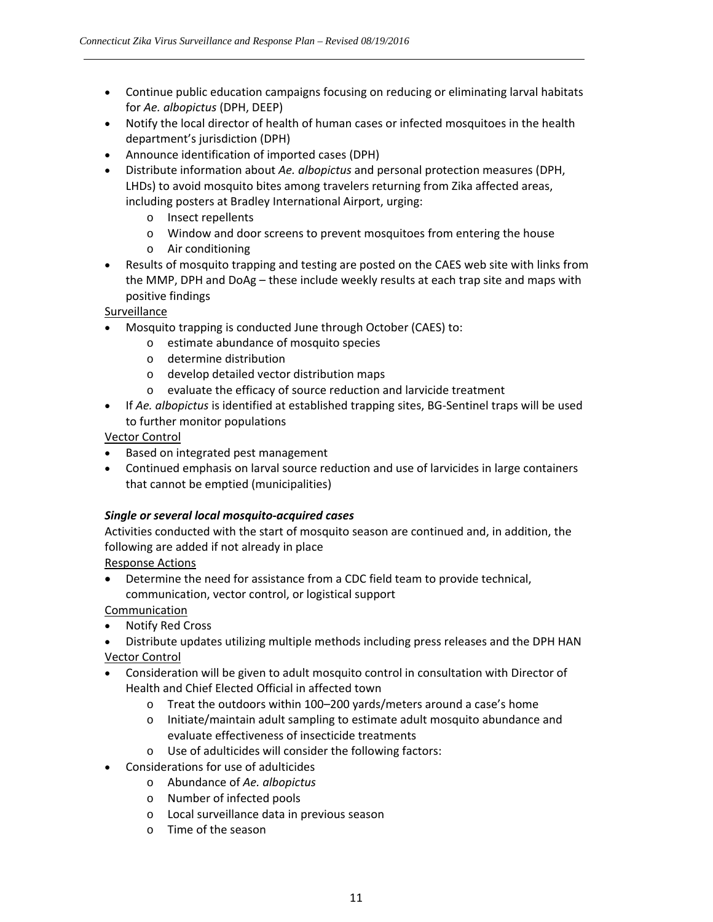- Continue public education campaigns focusing on reducing or eliminating larval habitats for *Ae. albopictus* (DPH, DEEP)
- Notify the local director of health of human cases or infected mosquitoes in the health department's jurisdiction (DPH)
- Announce identification of imported cases (DPH)
- Distribute information about *Ae. albopictus* and personal protection measures (DPH, LHDs) to avoid mosquito bites among travelers returning from Zika affected areas, including posters at Bradley International Airport, urging:
    - Insect repellents
    - Window and door screens to prevent mosquitoes from entering the house
    - Air conditioning
- Results of mosquito trapping and testing are posted on the CAES web site with links from the MMP, DPH and DoAg – these include weekly results at each trap site and maps with positive findings

<u>Surveillance</u>

- Mosquito trapping is conducted June through October (CAES) to:
    - estimate abundance of mosquito species
    - determine distribution
    - develop detailed vector distribution maps
    - evaluate the efficacy of source reduction and larvicide treatment
- If *Ae. albopictus* is identified at established trapping sites, BG-Sentinel traps will be used to further monitor populations

<u>Vector Control</u>

- Based on integrated pest management
- Continued emphasis on larval source reduction and use of larvicides in large containers that cannot be emptied (municipalities)

***Single or several local mosquito-acquired cases***

Activities conducted with the start of mosquito season are continued and, in addition, the following are added if not already in place

<u>Response Actions</u>

- Determine the need for assistance from a CDC field team to provide technical, communication, vector control, or logistical support

<u>Communication</u>

- Notify Red Cross
- Distribute updates utilizing multiple methods including press releases and the DPH HAN

<u>Vector Control</u>

- Consideration will be given to adult mosquito control in consultation with Director of Health and Chief Elected Official in affected town
    - Treat the outdoors within 100–200 yards/meters around a case's home
    - Initiate/maintain adult sampling to estimate adult mosquito abundance and evaluate effectiveness of insecticide treatments
    - Use of adulticides will consider the following factors:
- Considerations for use of adulticides
    - Abundance of *Ae. albopictus*
    - Number of infected pools
    - Local surveillance data in previous season
    - Time of the season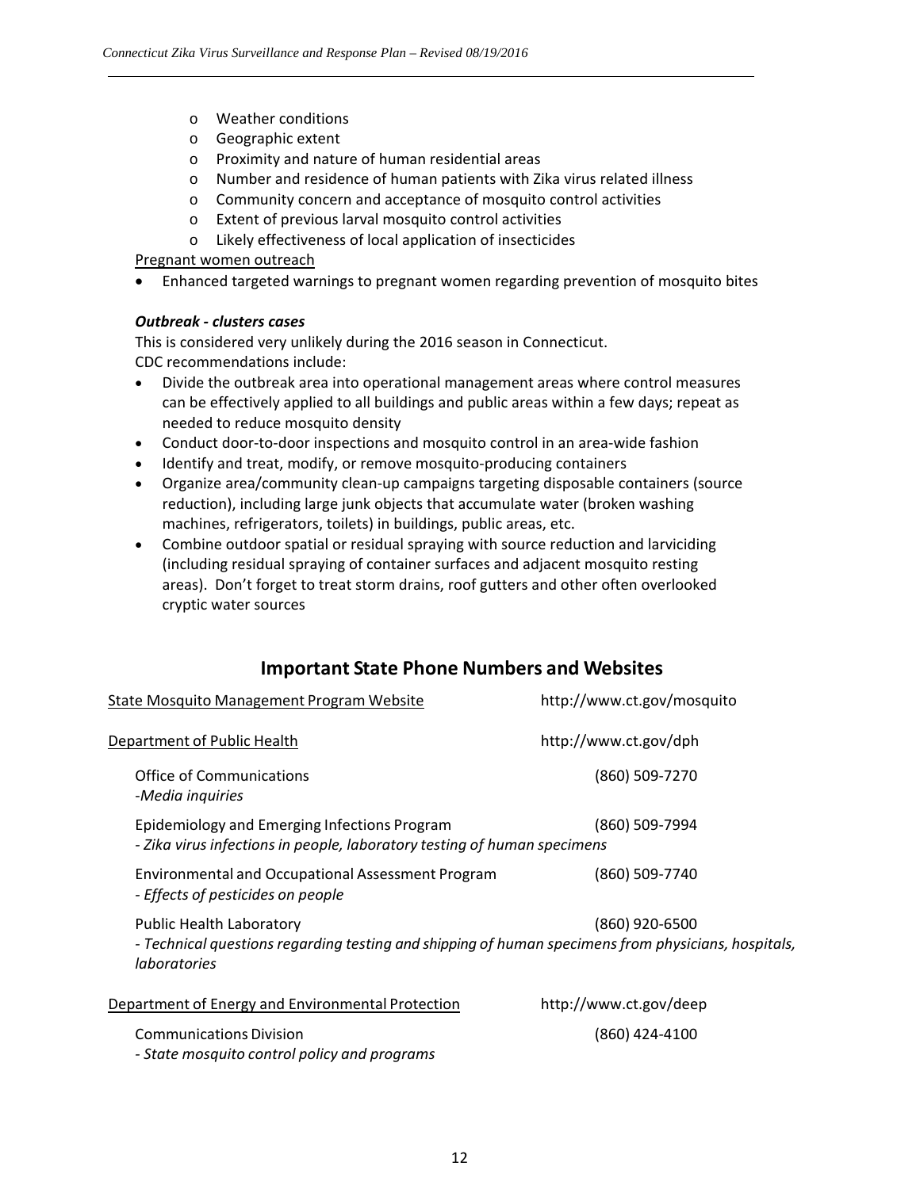- Weather conditions
- Geographic extent
- Proximity and nature of human residential areas
- Number and residence of human patients with Zika virus related illness
- Community concern and acceptance of mosquito control activities
- Extent of previous larval mosquito control activities
- Likely effectiveness of local application of insecticides

Pregnant women outreach

- Enhanced targeted warnings to pregnant women regarding prevention of mosquito bites

***Outbreak - clusters cases***

This is considered very unlikely during the 2016 season in Connecticut.
CDC recommendations include:

- Divide the outbreak area into operational management areas where control measures can be effectively applied to all buildings and public areas within a few days; repeat as needed to reduce mosquito density
- Conduct door-to-door inspections and mosquito control in an area-wide fashion
- Identify and treat, modify, or remove mosquito-producing containers
- Organize area/community clean-up campaigns targeting disposable containers (source reduction), including large junk objects that accumulate water (broken washing machines, refrigerators, toilets) in buildings, public areas, etc.
- Combine outdoor spatial or residual spraying with source reduction and larviciding (including residual spraying of container surfaces and adjacent mosquito resting areas). Don't forget to treat storm drains, roof gutters and other often overlooked cryptic water sources

## Important State Phone Numbers and Websites

State Mosquito Management Program Website — http://www.ct.gov/mosquito

Department of Public Health — http://www.ct.gov/dph

Office of Communications — (860) 509-7270
*-Media inquiries*

Epidemiology and Emerging Infections Program — (860) 509-7994
*- Zika virus infections in people, laboratory testing of human specimens*

Environmental and Occupational Assessment Program — (860) 509-7740
*- Effects of pesticides on people*

Public Health Laboratory — (860) 920-6500
*- Technical questions regarding testing and shipping of human specimens from physicians, hospitals, laboratories*

Department of Energy and Environmental Protection — http://www.ct.gov/deep

Communications Division — (860) 424-4100
*- State mosquito control policy and programs*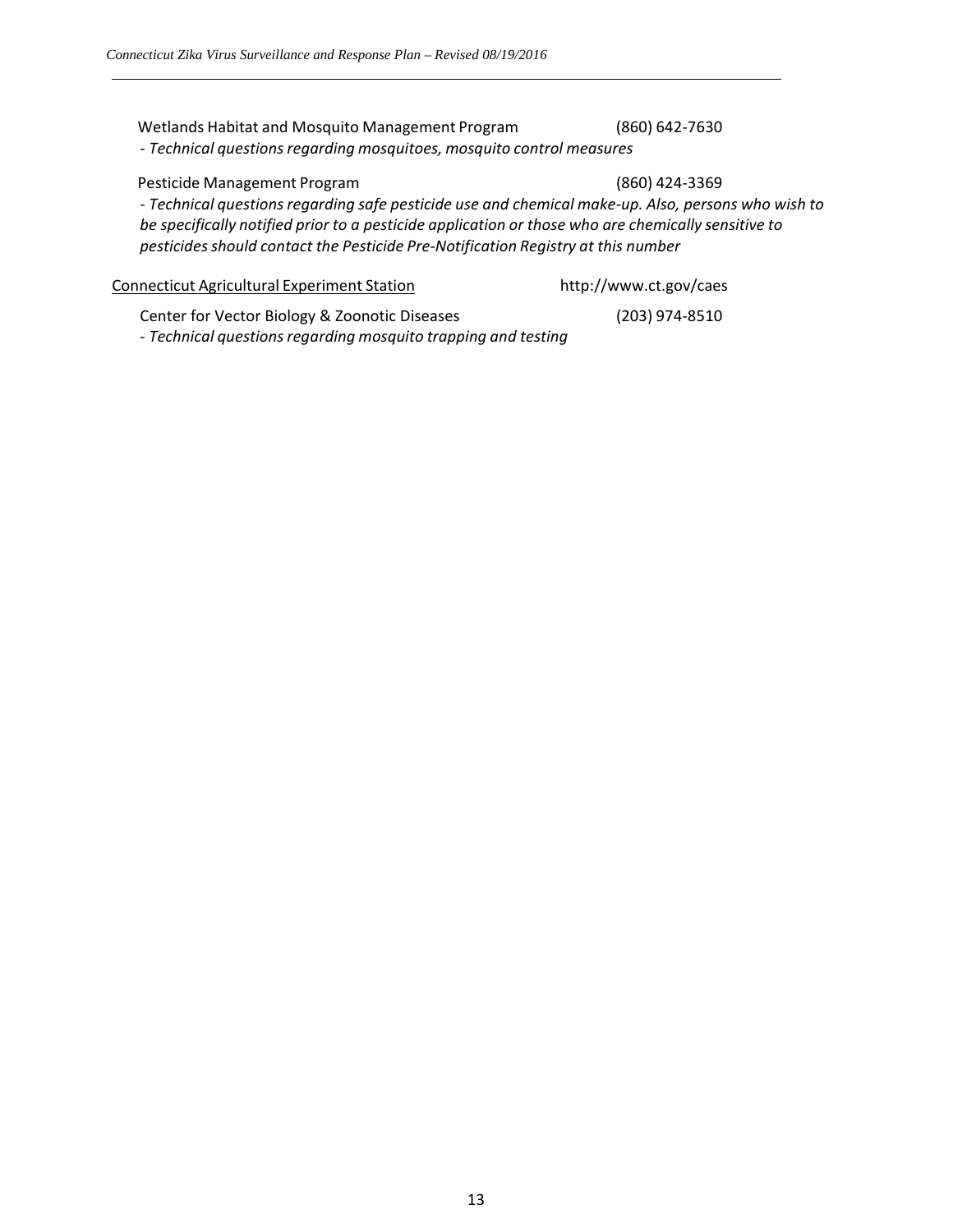Wetlands Habitat and Mosquito Management Program (860) 642-7630

*- Technical questions regarding mosquitoes, mosquito control measures*

Pesticide Management Program (860) 424-3369

*- Technical questions regarding safe pesticide use and chemical make-up. Also, persons who wish to be specifically notified prior to a pesticide application or those who are chemically sensitive to pesticides should contact the Pesticide Pre-Notification Registry at this number*

<u>Connecticut Agricultural Experiment Station</u> http://www.ct.gov/caes

Center for Vector Biology & Zoonotic Diseases (203) 974-8510

*- Technical questions regarding mosquito trapping and testing*